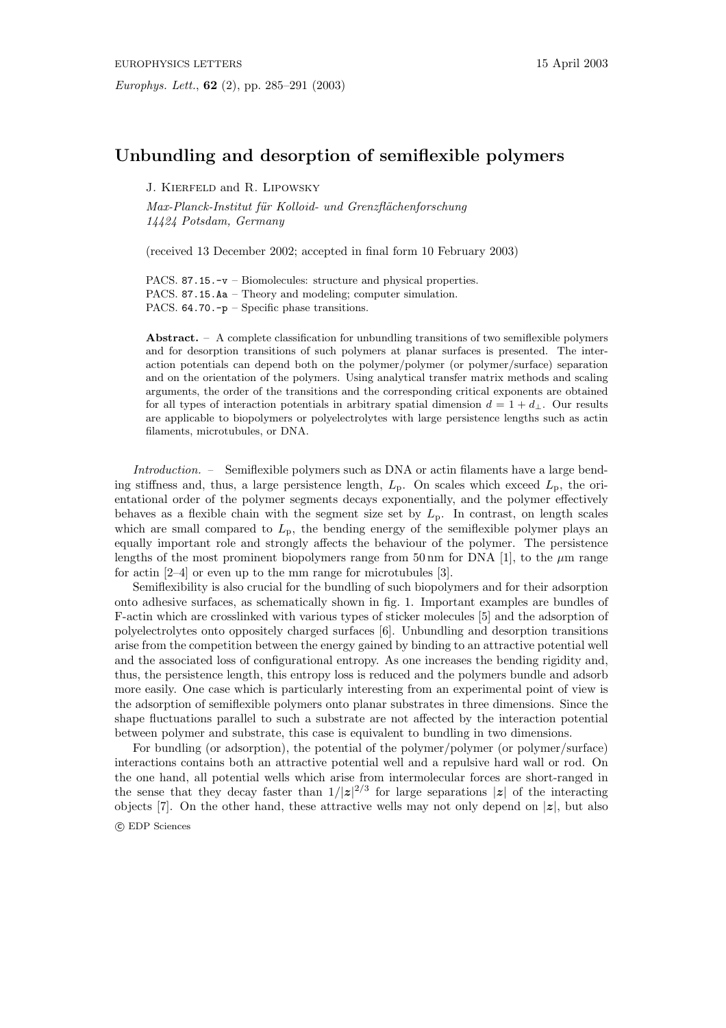# Unbundling and desorption of semiflexible polymers

J. Kierfeld and R. Lipowsky

*Max-Planck-Institut für Kolloid- und Grenzflächenforschung*
*14424 Potsdam, Germany*

(received 13 December 2002; accepted in final form 10 February 2003)

PACS. 87.15.-v – Biomolecules: structure and physical properties.
PACS. 87.15.Aa – Theory and modeling; computer simulation.
PACS. 64.70.-p – Specific phase transitions.

**Abstract.** – A complete classification for unbundling transitions of two semiflexible polymers and for desorption transitions of such polymers at planar surfaces is presented. The interaction potentials can depend both on the polymer/polymer (or polymer/surface) separation and on the orientation of the polymers. Using analytical transfer matrix methods and scaling arguments, the order of the transitions and the corresponding critical exponents are obtained for all types of interaction potentials in arbitrary spatial dimension $d = 1 + d_\perp$. Our results are applicable to biopolymers or polyelectrolytes with large persistence lengths such as actin filaments, microtubules, or DNA.

*Introduction.* – Semiflexible polymers such as DNA or actin filaments have a large bending stiffness and, thus, a large persistence length, $L_p$. On scales which exceed $L_p$, the orientational order of the polymer segments decays exponentially, and the polymer effectively behaves as a flexible chain with the segment size set by $L_p$. In contrast, on length scales which are small compared to $L_p$, the bending energy of the semiflexible polymer plays an equally important role and strongly affects the behaviour of the polymer. The persistence lengths of the most prominent biopolymers range from 50 nm for DNA [1], to the $\mu$m range for actin [2–4] or even up to the mm range for microtubules [3].

Semiflexibility is also crucial for the bundling of such biopolymers and for their adsorption onto adhesive surfaces, as schematically shown in fig. 1. Important examples are bundles of F-actin which are crosslinked with various types of sticker molecules [5] and the adsorption of polyelectrolytes onto oppositely charged surfaces [6]. Unbundling and desorption transitions arise from the competition between the energy gained by binding to an attractive potential well and the associated loss of configurational entropy. As one increases the bending rigidity and, thus, the persistence length, this entropy loss is reduced and the polymers bundle and adsorb more easily. One case which is particularly interesting from an experimental point of view is the adsorption of semiflexible polymers onto planar substrates in three dimensions. Since the shape fluctuations parallel to such a substrate are not affected by the interaction potential between polymer and substrate, this case is equivalent to bundling in two dimensions.

For bundling (or adsorption), the potential of the polymer/polymer (or polymer/surface) interactions contains both an attractive potential well and a repulsive hard wall or rod. On the one hand, all potential wells which arise from intermolecular forces are short-ranged in the sense that they decay faster than $1/|\boldsymbol{z}|^{2/3}$ for large separations $|\boldsymbol{z}|$ of the interacting objects [7]. On the other hand, these attractive wells may not only depend on $|\boldsymbol{z}|$, but also

© EDP Sciences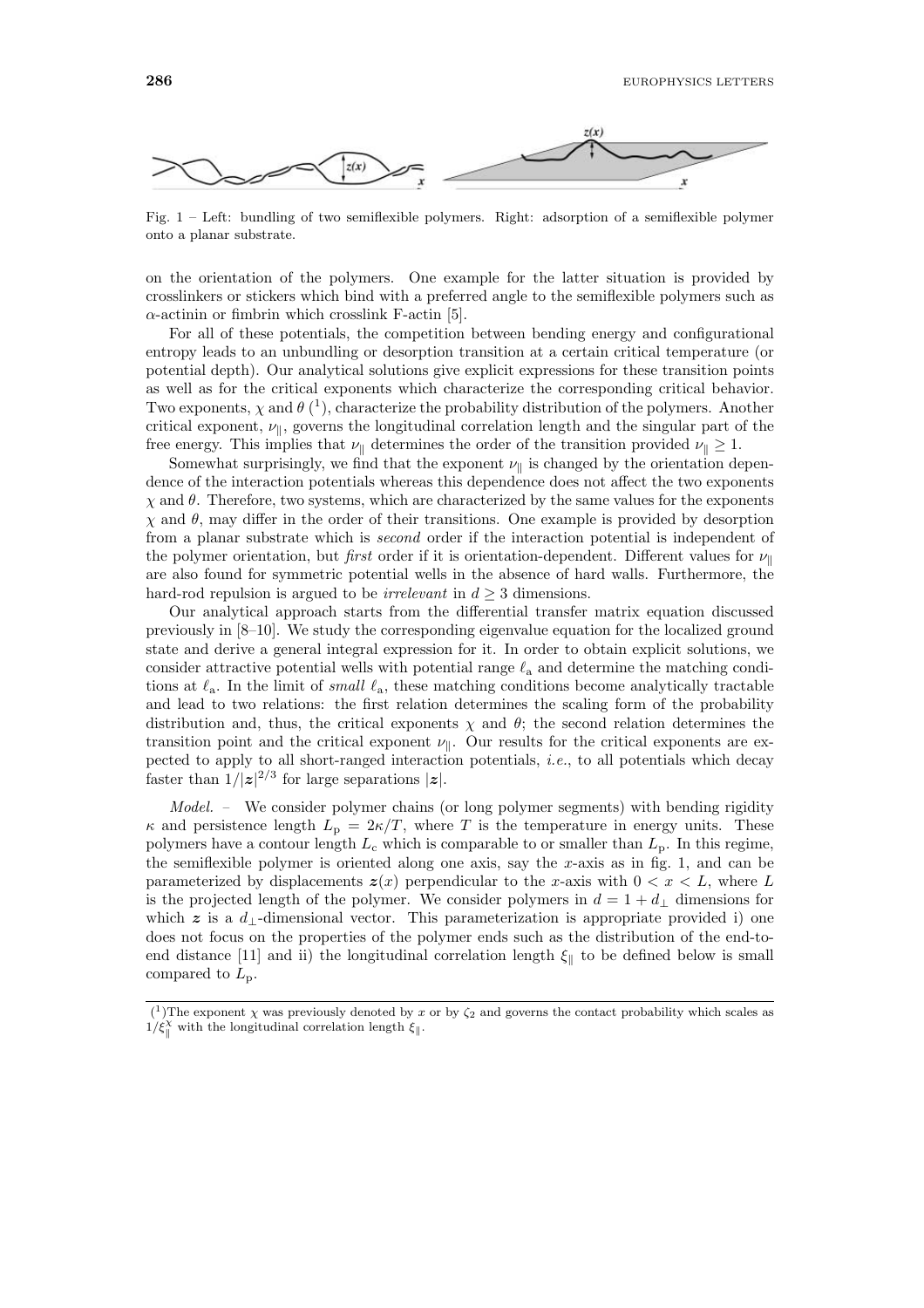Fig. 1 – Left: bundling of two semiflexible polymers. Right: adsorption of a semiflexible polymer onto a planar substrate.

on the orientation of the polymers. One example for the latter situation is provided by crosslinkers or stickers which bind with a preferred angle to the semiflexible polymers such as $\alpha$-actinin or fimbrin which crosslink F-actin [5].

For all of these potentials, the competition between bending energy and configurational entropy leads to an unbundling or desorption transition at a certain critical temperature (or potential depth). Our analytical solutions give explicit expressions for these transition points as well as for the critical exponents which characterize the corresponding critical behavior. Two exponents, $\chi$ and $\theta$ [1], characterize the probability distribution of the polymers. Another critical exponent, $\nu_\parallel$, governs the longitudinal correlation length and the singular part of the free energy. This implies that $\nu_\parallel$ determines the order of the transition provided $\nu_\parallel \geq 1$.

Somewhat surprisingly, we find that the exponent $\nu_\parallel$ is changed by the orientation dependence of the interaction potentials whereas this dependence does not affect the two exponents $\chi$ and $\theta$. Therefore, two systems, which are characterized by the same values for the exponents $\chi$ and $\theta$, may differ in the order of their transitions. One example is provided by desorption from a planar substrate which is *second* order if the interaction potential is independent of the polymer orientation, but *first* order if it is orientation-dependent. Different values for $\nu_\parallel$ are also found for symmetric potential wells in the absence of hard walls. Furthermore, the hard-rod repulsion is argued to be *irrelevant* in $d \geq 3$ dimensions.

Our analytical approach starts from the differential transfer matrix equation discussed previously in [8–10]. We study the corresponding eigenvalue equation for the localized ground state and derive a general integral expression for it. In order to obtain explicit solutions, we consider attractive potential wells with potential range $\ell_\mathrm{a}$ and determine the matching conditions at $\ell_\mathrm{a}$. In the limit of *small* $\ell_\mathrm{a}$, these matching conditions become analytically tractable and lead to two relations: the first relation determines the scaling form of the probability distribution and, thus, the critical exponents $\chi$ and $\theta$; the second relation determines the transition point and the critical exponent $\nu_\parallel$. Our results for the critical exponents are expected to apply to all short-ranged interaction potentials, *i.e.*, to all potentials which decay faster than $1/|\boldsymbol{z}|^{2/3}$ for large separations $|\boldsymbol{z}|$.

*Model.* – We consider polymer chains (or long polymer segments) with bending rigidity $\kappa$ and persistence length $L_\mathrm{p} = 2\kappa/T$, where $T$ is the temperature in energy units. These polymers have a contour length $L_\mathrm{c}$ which is comparable to or smaller than $L_\mathrm{p}$. In this regime, the semiflexible polymer is oriented along one axis, say the $x$-axis as in fig. 1, and can be parameterized by displacements $\boldsymbol{z}(x)$ perpendicular to the $x$-axis with $0 < x < L$, where $L$ is the projected length of the polymer. We consider polymers in $d = 1 + d_\perp$ dimensions for which $\boldsymbol{z}$ is a $d_\perp$-dimensional vector. This parameterization is appropriate provided i) one does not focus on the properties of the polymer ends such as the distribution of the end-to-end distance [11] and ii) the longitudinal correlation length $\xi_\parallel$ to be defined below is small compared to $L_\mathrm{p}$.

[1] The exponent $\chi$ was previously denoted by $x$ or by $\zeta_2$ and governs the contact probability which scales as $1/\xi_\parallel^\chi$ with the longitudinal correlation length $\xi_\parallel$.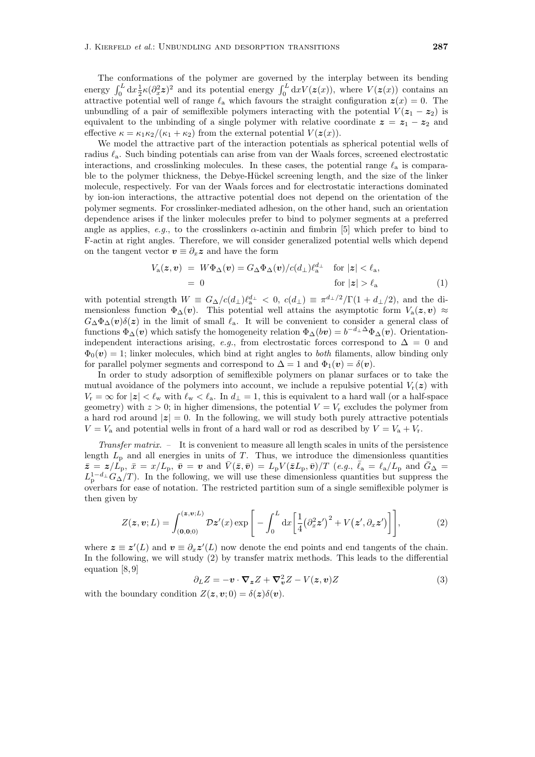The conformations of the polymer are governed by the interplay between its bending energy $\int_0^L \mathrm{d}x \frac{1}{2}\kappa(\partial_x^2 \boldsymbol{z})^2$ and its potential energy $\int_0^L \mathrm{d}x V(\boldsymbol{z}(x))$, where $V(\boldsymbol{z}(x))$ contains an attractive potential well of range $\ell_\mathrm{a}$ which favours the straight configuration $\boldsymbol{z}(x) = 0$. The unbundling of a pair of semiflexible polymers interacting with the potential $V(\boldsymbol{z}_1 - \boldsymbol{z}_2)$ is equivalent to the unbinding of a single polymer with relative coordinate $\boldsymbol{z} = \boldsymbol{z}_1 - \boldsymbol{z}_2$ and effective $\kappa = \kappa_1\kappa_2/(\kappa_1 + \kappa_2)$ from the external potential $V(\boldsymbol{z}(x))$.

We model the attractive part of the interaction potentials as spherical potential wells of radius $\ell_\mathrm{a}$. Such binding potentials can arise from van der Waals forces, screened electrostatic interactions, and crosslinking molecules. In these cases, the potential range $\ell_\mathrm{a}$ is comparable to the polymer thickness, the Debye-Hückel screening length, and the size of the linker molecule, respectively. For van der Waals forces and for electrostatic interactions dominated by ion-ion interactions, the attractive potential does not depend on the orientation of the polymer segments. For crosslinker-mediated adhesion, on the other hand, such an orientation dependence arises if the linker molecules prefer to bind to polymer segments at a preferred angle as applies, *e.g.*, to the crosslinkers $\alpha$-actinin and fimbrin [5] which prefer to bind to F-actin at right angles. Therefore, we will consider generalized potential wells which depend on the tangent vector $\boldsymbol{v} \equiv \partial_x \boldsymbol{z}$ and have the form

$$
\begin{aligned}
V_\mathrm{a}(\boldsymbol{z}, \boldsymbol{v}) &= W\Phi_\Delta(\boldsymbol{v}) = G_\Delta \Phi_\Delta(\boldsymbol{v})/c(d_\perp)\ell_\mathrm{a}^{d_\perp} \quad \text{for } |\boldsymbol{z}| < \ell_\mathrm{a}, \\
&= 0 \qquad\qquad\qquad\qquad\qquad\qquad\;\; \text{for } |\boldsymbol{z}| > \ell_\mathrm{a}
\end{aligned}
\tag{1}
$$

with potential strength $W \equiv G_\Delta/c(d_\perp)\ell_\mathrm{a}^{d_\perp} < 0$, $c(d_\perp) \equiv \pi^{d_\perp/2}/\Gamma(1 + d_\perp/2)$, and the dimensionless function $\Phi_\Delta(\boldsymbol{v})$. This potential well attains the asymptotic form $V_\mathrm{a}(\boldsymbol{z}, \boldsymbol{v}) \approx G_\Delta \Phi_\Delta(\boldsymbol{v})\delta(\boldsymbol{z})$ in the limit of small $\ell_\mathrm{a}$. It will be convenient to consider a general class of functions $\Phi_\Delta(\boldsymbol{v})$ which satisfy the homogeneity relation $\Phi_\Delta(b\boldsymbol{v}) = b^{-d_\perp \Delta}\Phi_\Delta(\boldsymbol{v})$. Orientation-independent interactions arising, *e.g.*, from electrostatic forces correspond to $\Delta = 0$ and $\Phi_0(\boldsymbol{v}) = 1$; linker molecules, which bind at right angles to *both* filaments, allow binding only for parallel polymer segments and correspond to $\Delta = 1$ and $\Phi_1(\boldsymbol{v}) = \delta(\boldsymbol{v})$.

In order to study adsorption of semiflexible polymers on planar surfaces or to take the mutual avoidance of the polymers into account, we include a repulsive potential $V_\mathrm{r}(\boldsymbol{z})$ with $V_\mathrm{r} = \infty$ for $|\boldsymbol{z}| < \ell_\mathrm{w}$ with $\ell_\mathrm{w} < \ell_\mathrm{a}$. In $d_\perp = 1$, this is equivalent to a hard wall (or a half-space geometry) with $z > 0$; in higher dimensions, the potential $V = V_\mathrm{r}$ excludes the polymer from a hard rod around $|\boldsymbol{z}| = 0$. In the following, we will study both purely attractive potentials $V = V_\mathrm{a}$ and potential wells in front of a hard wall or rod as described by $V = V_\mathrm{a} + V_\mathrm{r}$.

*Transfer matrix.* – It is convenient to measure all length scales in units of the persistence length $L_\mathrm{p}$ and all energies in units of $T$. Thus, we introduce the dimensionless quantities $\bar{\boldsymbol{z}} = \boldsymbol{z}/L_\mathrm{p}$, $\bar{x} = x/L_\mathrm{p}$, $\bar{\boldsymbol{v}} = \boldsymbol{v}$ and $\bar{V}(\bar{\boldsymbol{z}}, \bar{\boldsymbol{v}}) = L_\mathrm{p}V(\bar{\boldsymbol{z}}L_\mathrm{p}, \bar{\boldsymbol{v}})/T$ (*e.g.*, $\bar{\ell}_\mathrm{a} = \ell_\mathrm{a}/L_\mathrm{p}$ and $\bar{G}_\Delta = L_\mathrm{p}^{1-d_\perp}G_\Delta/T$). In the following, we will use these dimensionless quantities but suppress the overbars for ease of notation. The restricted partition sum of a single semiflexible polymer is then given by

$$
Z(\boldsymbol{z}, \boldsymbol{v}; L) = \int_{(\mathbf{0},\mathbf{0};0)}^{(\boldsymbol{z},\boldsymbol{v};L)} \mathcal{D}\boldsymbol{z}'(x) \exp\left[-\int_0^L \mathrm{d}x \left[\frac{1}{4}\left(\partial_x^2 \boldsymbol{z}'\right)^2 + V\left(\boldsymbol{z}', \partial_x \boldsymbol{z}'\right)\right]\right],
\tag{2}
$$

where $\boldsymbol{z} \equiv \boldsymbol{z}'(L)$ and $\boldsymbol{v} \equiv \partial_x \boldsymbol{z}'(L)$ now denote the end points and end tangents of the chain. In the following, we will study (2) by transfer matrix methods. This leads to the differential equation [8, 9]

$$
\partial_L Z = -\boldsymbol{v} \cdot \boldsymbol{\nabla}_{\boldsymbol{z}} Z + \boldsymbol{\nabla}_{\boldsymbol{v}}^2 Z - V(\boldsymbol{z}, \boldsymbol{v})Z
\tag{3}
$$

with the boundary condition $Z(\boldsymbol{z}, \boldsymbol{v}; 0) = \delta(\boldsymbol{z})\delta(\boldsymbol{v})$.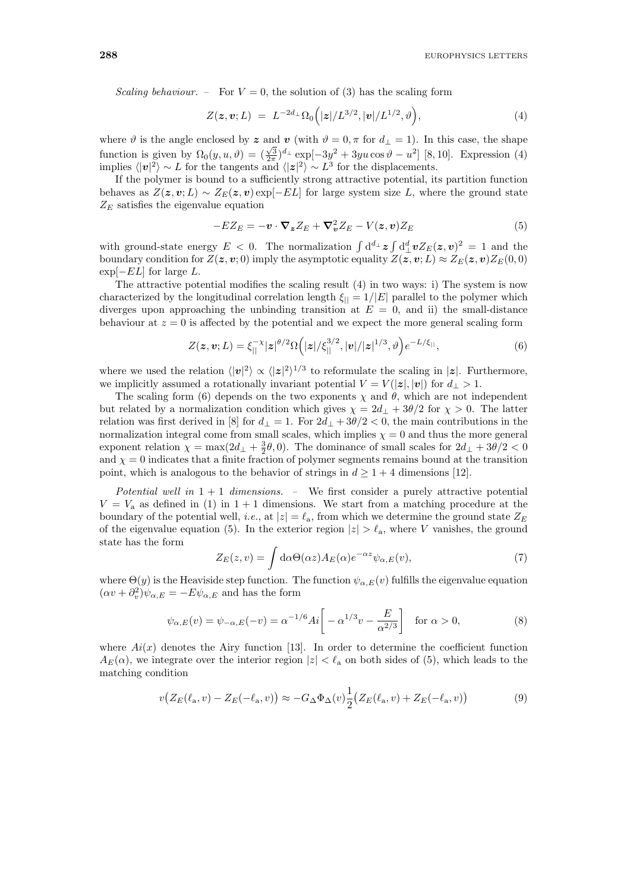*Scaling behaviour.* – For $V = 0$, the solution of (3) has the scaling form

$$Z(\boldsymbol{z}, \boldsymbol{v}; L) \; = \; L^{-2d_\perp} \Omega_0\Big(|\boldsymbol{z}|/L^{3/2}, |\boldsymbol{v}|/L^{1/2}, \vartheta\Big), \tag{4}$$

where $\vartheta$ is the angle enclosed by $\boldsymbol{z}$ and $\boldsymbol{v}$ (with $\vartheta = 0, \pi$ for $d_\perp = 1$). In this case, the shape function is given by $\Omega_0(y, u, \vartheta) = (\frac{\sqrt{3}}{2\pi})^{d_\perp} \exp[-3y^2 + 3yu\cos\vartheta - u^2]$ [8, 10]. Expression (4) implies $\langle|\boldsymbol{v}|^2\rangle \sim L$ for the tangents and $\langle|\boldsymbol{z}|^2\rangle \sim L^3$ for the displacements.

If the polymer is bound to a sufficiently strong attractive potential, its partition function behaves as $Z(\boldsymbol{z}, \boldsymbol{v}; L) \sim Z_E(\boldsymbol{z}, \boldsymbol{v}) \exp[-EL]$ for large system size $L$, where the ground state $Z_E$ satisfies the eigenvalue equation

$$-EZ_E = -\boldsymbol{v} \cdot \boldsymbol{\nabla}_{\boldsymbol{z}} Z_E + \boldsymbol{\nabla}^2_{\boldsymbol{v}} Z_E - V(\boldsymbol{z}, \boldsymbol{v}) Z_E \tag{5}$$

with ground-state energy $E < 0$. The normalization $\int \mathrm{d}^{d_\perp}\boldsymbol{z} \int \mathrm{d}^{d}_{\perp}\boldsymbol{v} Z_E(\boldsymbol{z}, \boldsymbol{v})^2 = 1$ and the boundary condition for $Z(\boldsymbol{z}, \boldsymbol{v}; 0)$ imply the asymptotic equality $Z(\boldsymbol{z}, \boldsymbol{v}; L) \approx Z_E(\boldsymbol{z}, \boldsymbol{v}) Z_E(0, 0) \exp[-EL]$ for large $L$.

The attractive potential modifies the scaling result (4) in two ways: i) The system is now characterized by the longitudinal correlation length $\xi_{||} = 1/|E|$ parallel to the polymer which diverges upon approaching the unbinding transition at $E = 0$, and ii) the small-distance behaviour at $z = 0$ is affected by the potential and we expect the more general scaling form

$$Z(\boldsymbol{z}, \boldsymbol{v}; L) = \xi_{||}^{-\chi} |\boldsymbol{z}|^{\theta/2} \Omega\Big(|\boldsymbol{z}|/\xi_{||}^{3/2}, |\boldsymbol{v}|/|\boldsymbol{z}|^{1/3}, \vartheta\Big) e^{-L/\xi_{||}}, \tag{6}$$

where we used the relation $\langle|\boldsymbol{v}|^2\rangle \propto \langle|\boldsymbol{z}|^2\rangle^{1/3}$ to reformulate the scaling in $|\boldsymbol{z}|$. Furthermore, we implicitly assumed a rotationally invariant potential $V = V(|\boldsymbol{z}|, |\boldsymbol{v}|)$ for $d_\perp > 1$.

The scaling form (6) depends on the two exponents $\chi$ and $\theta$, which are not independent but related by a normalization condition which gives $\chi = 2d_\perp + 3\theta/2$ for $\chi > 0$. The latter relation was first derived in [8] for $d_\perp = 1$. For $2d_\perp + 3\theta/2 < 0$, the main contributions in the normalization integral come from small scales, which implies $\chi = 0$ and thus the more general exponent relation $\chi = \max(2d_\perp + \frac{3}{2}\theta, 0)$. The dominance of small scales for $2d_\perp + 3\theta/2 < 0$ and $\chi = 0$ indicates that a finite fraction of polymer segments remains bound at the transition point, which is analogous to the behavior of strings in $d \geq 1 + 4$ dimensions [12].

*Potential well in 1 + 1 dimensions.* – We first consider a purely attractive potential $V = V_\mathrm{a}$ as defined in (1) in $1 + 1$ dimensions. We start from a matching procedure at the boundary of the potential well, *i.e.*, at $|z| = \ell_\mathrm{a}$, from which we determine the ground state $Z_E$ of the eigenvalue equation (5). In the exterior region $|z| > \ell_\mathrm{a}$, where $V$ vanishes, the ground state has the form

$$Z_E(z, v) = \int \mathrm{d}\alpha \Theta(\alpha z) A_E(\alpha) e^{-\alpha z} \psi_{\alpha,E}(v), \tag{7}$$

where $\Theta(y)$ is the Heaviside step function. The function $\psi_{\alpha,E}(v)$ fulfills the eigenvalue equation $(\alpha v + \partial_v^2)\psi_{\alpha,E} = -E\psi_{\alpha,E}$ and has the form

$$\psi_{\alpha,E}(v) = \psi_{-\alpha,E}(-v) = \alpha^{-1/6} Ai\bigg[-\alpha^{1/3} v - \frac{E}{\alpha^{2/3}}\bigg] \quad \text{for } \alpha > 0, \tag{8}$$

where $Ai(x)$ denotes the Airy function [13]. In order to determine the coefficient function $A_E(\alpha)$, we integrate over the interior region $|z| < \ell_\mathrm{a}$ on both sides of (5), which leads to the matching condition

$$v\big(Z_E(\ell_\mathrm{a}, v) - Z_E(-\ell_\mathrm{a}, v)\big) \approx -G_\Delta \Phi_\Delta(v) \frac{1}{2}\big(Z_E(\ell_\mathrm{a}, v) + Z_E(-\ell_\mathrm{a}, v)\big) \tag{9}$$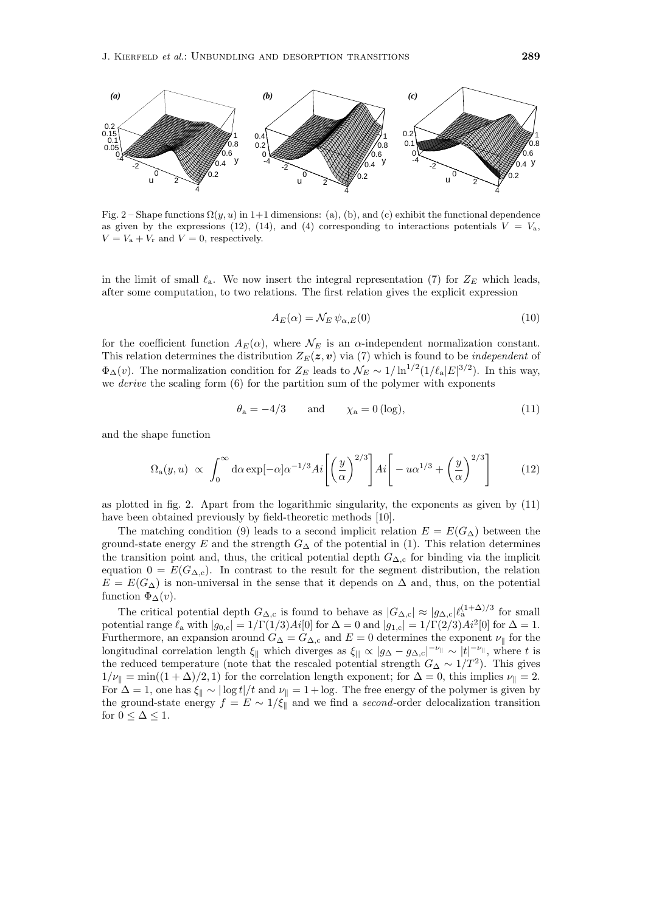Fig. 2 – Shape functions $\Omega(y,u)$ in 1+1 dimensions: (a), (b), and (c) exhibit the functional dependence as given by the expressions (12), (14), and (4) corresponding to interactions potentials $V = V_a$, $V = V_a + V_r$ and $V = 0$, respectively.

in the limit of small $\ell_a$. We now insert the integral representation (7) for $Z_E$ which leads, after some computation, to two relations. The first relation gives the explicit expression

$$A_E(\alpha) = \mathcal{N}_E\, \psi_{\alpha,E}(0) \tag{10}$$

for the coefficient function $A_E(\alpha)$, where $\mathcal{N}_E$ is an $\alpha$-independent normalization constant. This relation determines the distribution $Z_E(\boldsymbol{z}, \boldsymbol{v})$ via (7) which is found to be *independent* of $\Phi_\Delta(v)$. The normalization condition for $Z_E$ leads to $\mathcal{N}_E \sim 1/\ln^{1/2}(1/\ell_a|E|^{3/2})$. In this way, we *derive* the scaling form (6) for the partition sum of the polymer with exponents

$$\theta_a = -4/3 \qquad \text{and} \qquad \chi_a = 0\,(\log), \tag{11}$$

and the shape function

$$\Omega_a(y,u) \;\propto\; \int_0^\infty \mathrm{d}\alpha \exp[-\alpha]\alpha^{-1/3} Ai\left[\left(\frac{y}{\alpha}\right)^{2/3}\right] Ai\left[-u\alpha^{1/3} + \left(\frac{y}{\alpha}\right)^{2/3}\right] \tag{12}$$

as plotted in fig. 2. Apart from the logarithmic singularity, the exponents as given by (11) have been obtained previously by field-theoretic methods [10].

The matching condition (9) leads to a second implicit relation $E = E(G_\Delta)$ between the ground-state energy $E$ and the strength $G_\Delta$ of the potential in (1). This relation determines the transition point and, thus, the critical potential depth $G_{\Delta,c}$ for binding via the implicit equation $0 = E(G_{\Delta,c})$. In contrast to the result for the segment distribution, the relation $E = E(G_\Delta)$ is non-universal in the sense that it depends on $\Delta$ and, thus, on the potential function $\Phi_\Delta(v)$.

The critical potential depth $G_{\Delta,c}$ is found to behave as $|G_{\Delta,c}| \approx |g_{\Delta,c}|\ell_a^{(1+\Delta)/3}$ for small potential range $\ell_a$ with $|g_{0,c}| = 1/\Gamma(1/3)Ai[0]$ for $\Delta = 0$ and $|g_{1,c}| = 1/\Gamma(2/3)Ai^2[0]$ for $\Delta = 1$. Furthermore, an expansion around $G_\Delta = G_{\Delta,c}$ and $E = 0$ determines the exponent $\nu_\parallel$ for the longitudinal correlation length $\xi_\parallel$ which diverges as $\xi_{||} \propto |g_\Delta - g_{\Delta,c}|^{-\nu_\parallel} \sim |t|^{-\nu_\parallel}$, where $t$ is the reduced temperature (note that the rescaled potential strength $G_\Delta \sim 1/T^2$). This gives $1/\nu_\parallel = \min((1+\Delta)/2, 1)$ for the correlation length exponent; for $\Delta = 0$, this implies $\nu_\parallel = 2$. For $\Delta = 1$, one has $\xi_\parallel \sim |\log t|/t$ and $\nu_\parallel = 1 + \log$. The free energy of the polymer is given by the ground-state energy $f = E \sim 1/\xi_\parallel$ and we find a *second*-order delocalization transition for $0 \leq \Delta \leq 1$.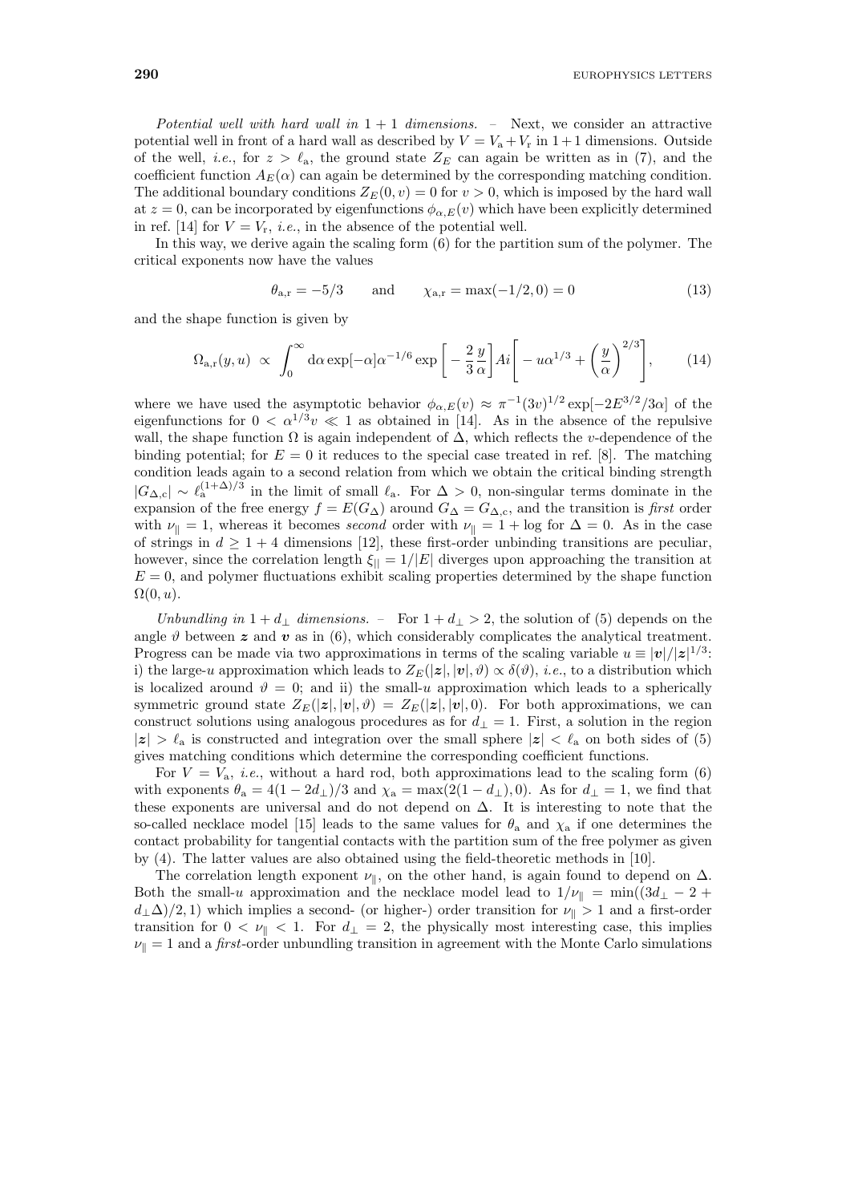*Potential well with hard wall in 1 + 1 dimensions.* – Next, we consider an attractive potential well in front of a hard wall as described by $V = V_a + V_r$ in $1+1$ dimensions. Outside of the well, *i.e.*, for $z > \ell_a$, the ground state $Z_E$ can again be written as in (7), and the coefficient function $A_E(\alpha)$ can again be determined by the corresponding matching condition. The additional boundary conditions $Z_E(0, v) = 0$ for $v > 0$, which is imposed by the hard wall at $z = 0$, can be incorporated by eigenfunctions $\phi_{\alpha,E}(v)$ which have been explicitly determined in ref. [14] for $V = V_r$, *i.e.*, in the absence of the potential well.

In this way, we derive again the scaling form (6) for the partition sum of the polymer. The critical exponents now have the values

$$\theta_{a,r} = -5/3 \qquad \text{and} \qquad \chi_{a,r} = \max(-1/2, 0) = 0 \tag{13}$$

and the shape function is given by

$$\Omega_{a,r}(y,u) \propto \int_0^\infty d\alpha \exp[-\alpha]\alpha^{-1/6} \exp\left[-\frac{2}{3}\frac{y}{\alpha}\right] Ai\left[-u\alpha^{1/3} + \left(\frac{y}{\alpha}\right)^{2/3}\right], \tag{14}$$

where we have used the asymptotic behavior $\phi_{\alpha,E}(v) \approx \pi^{-1}(3v)^{1/2}\exp[-2E^{3/2}/3\alpha]$ of the eigenfunctions for $0 < \alpha^{1/3}v \ll 1$ as obtained in [14]. As in the absence of the repulsive wall, the shape function $\Omega$ is again independent of $\Delta$, which reflects the $v$-dependence of the binding potential; for $E = 0$ it reduces to the special case treated in ref. [8]. The matching condition leads again to a second relation from which we obtain the critical binding strength $|G_{\Delta,c}| \sim \ell_a^{(1+\Delta)/3}$ in the limit of small $\ell_a$. For $\Delta > 0$, non-singular terms dominate in the expansion of the free energy $f = E(G_\Delta)$ around $G_\Delta = G_{\Delta,c}$, and the transition is *first* order with $\nu_\parallel = 1$, whereas it becomes *second* order with $\nu_\parallel = 1 + \log$ for $\Delta = 0$. As in the case of strings in $d \geq 1 + 4$ dimensions [12], these first-order unbinding transitions are peculiar, however, since the correlation length $\xi_{||} = 1/|E|$ diverges upon approaching the transition at $E = 0$, and polymer fluctuations exhibit scaling properties determined by the shape function $\Omega(0, u)$.

*Unbundling in $1 + d_\perp$ dimensions.* – For $1 + d_\perp > 2$, the solution of (5) depends on the angle $\vartheta$ between $\boldsymbol{z}$ and $\boldsymbol{v}$ as in (6), which considerably complicates the analytical treatment. Progress can be made via two approximations in terms of the scaling variable $u \equiv |\boldsymbol{v}|/|\boldsymbol{z}|^{1/3}$: i) the large-$u$ approximation which leads to $Z_E(|\boldsymbol{z}|, |\boldsymbol{v}|, \vartheta) \propto \delta(\vartheta)$, *i.e.*, to a distribution which is localized around $\vartheta = 0$; and ii) the small-$u$ approximation which leads to a spherically symmetric ground state $Z_E(|\boldsymbol{z}|, |\boldsymbol{v}|, \vartheta) = Z_E(|\boldsymbol{z}|, |\boldsymbol{v}|, 0)$. For both approximations, we can construct solutions using analogous procedures as for $d_\perp = 1$. First, a solution in the region $|\boldsymbol{z}| > \ell_a$ is constructed and integration over the small sphere $|\boldsymbol{z}| < \ell_a$ on both sides of (5) gives matching conditions which determine the corresponding coefficient functions.

For $V = V_a$, *i.e.*, without a hard rod, both approximations lead to the scaling form (6) with exponents $\theta_a = 4(1 - 2d_\perp)/3$ and $\chi_a = \max(2(1 - d_\perp), 0)$. As for $d_\perp = 1$, we find that these exponents are universal and do not depend on $\Delta$. It is interesting to note that the so-called necklace model [15] leads to the same values for $\theta_a$ and $\chi_a$ if one determines the contact probability for tangential contacts with the partition sum of the free polymer as given by (4). The latter values are also obtained using the field-theoretic methods in [10].

The correlation length exponent $\nu_\parallel$, on the other hand, is again found to depend on $\Delta$. Both the small-$u$ approximation and the necklace model lead to $1/\nu_\parallel = \min((3d_\perp - 2 + d_\perp\Delta)/2, 1)$ which implies a second- (or higher-) order transition for $\nu_\parallel > 1$ and a first-order transition for $0 < \nu_\parallel < 1$. For $d_\perp = 2$, the physically most interesting case, this implies $\nu_\parallel = 1$ and a *first*-order unbundling transition in agreement with the Monte Carlo simulations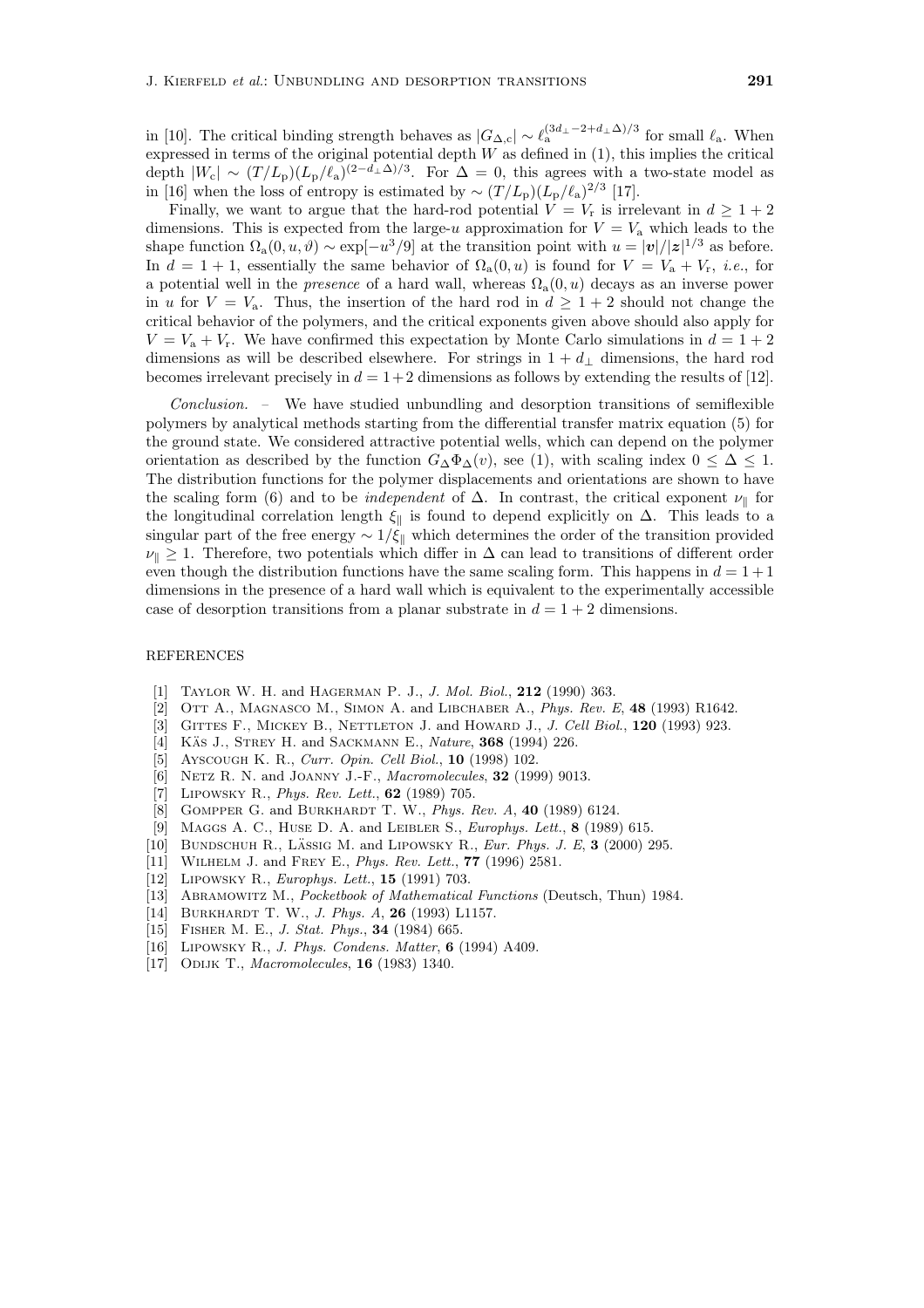in [10]. The critical binding strength behaves as $|G_{\Delta,c}| \sim \ell_a^{(3d_\perp-2+d_\perp\Delta)/3}$ for small $\ell_a$. When expressed in terms of the original potential depth $W$ as defined in (1), this implies the critical depth $|W_c| \sim (T/L_p)(L_p/\ell_a)^{(2-d_\perp\Delta)/3}$. For $\Delta = 0$, this agrees with a two-state model as in [16] when the loss of entropy is estimated by $\sim (T/L_p)(L_p/\ell_a)^{2/3}$ [17].

Finally, we want to argue that the hard-rod potential $V = V_r$ is irrelevant in $d \geq 1+2$ dimensions. This is expected from the large-$u$ approximation for $V = V_a$ which leads to the shape function $\Omega_a(0,u,\vartheta) \sim \exp[-u^3/9]$ at the transition point with $u = |\boldsymbol{v}|/|\boldsymbol{z}|^{1/3}$ as before. In $d = 1+1$, essentially the same behavior of $\Omega_a(0,u)$ is found for $V = V_a + V_r$, *i.e.*, for a potential well in the *presence* of a hard wall, whereas $\Omega_a(0,u)$ decays as an inverse power in $u$ for $V = V_a$. Thus, the insertion of the hard rod in $d \geq 1+2$ should not change the critical behavior of the polymers, and the critical exponents given above should also apply for $V = V_a + V_r$. We have confirmed this expectation by Monte Carlo simulations in $d = 1+2$ dimensions as will be described elsewhere. For strings in $1+d_\perp$ dimensions, the hard rod becomes irrelevant precisely in $d = 1+2$ dimensions as follows by extending the results of [12].

*Conclusion.* – We have studied unbundling and desorption transitions of semiflexible polymers by analytical methods starting from the differential transfer matrix equation (5) for the ground state. We considered attractive potential wells, which can depend on the polymer orientation as described by the function $G_\Delta\Phi_\Delta(v)$, see (1), with scaling index $0 \leq \Delta \leq 1$. The distribution functions for the polymer displacements and orientations are shown to have the scaling form (6) and to be *independent* of $\Delta$. In contrast, the critical exponent $\nu_\parallel$ for the longitudinal correlation length $\xi_\parallel$ is found to depend explicitly on $\Delta$. This leads to a singular part of the free energy $\sim 1/\xi_\parallel$ which determines the order of the transition provided $\nu_\parallel \geq 1$. Therefore, two potentials which differ in $\Delta$ can lead to transitions of different order even though the distribution functions have the same scaling form. This happens in $d = 1+1$ dimensions in the presence of a hard wall which is equivalent to the experimentally accessible case of desorption transitions from a planar substrate in $d = 1+2$ dimensions.

## REFERENCES

[1] Taylor W. H. and Hagerman P. J., *J. Mol. Biol.*, **212** (1990) 363.
[2] Ott A., Magnasco M., Simon A. and Libchaber A., *Phys. Rev. E*, **48** (1993) R1642.
[3] Gittes F., Mickey B., Nettleton J. and Howard J., *J. Cell Biol.*, **120** (1993) 923.
[4] Käs J., Strey H. and Sackmann E., *Nature*, **368** (1994) 226.
[5] Ayscough K. R., *Curr. Opin. Cell Biol.*, **10** (1998) 102.
[6] Netz R. N. and Joanny J.-F., *Macromolecules*, **32** (1999) 9013.
[7] Lipowsky R., *Phys. Rev. Lett.*, **62** (1989) 705.
[8] Gompper G. and Burkhardt T. W., *Phys. Rev. A*, **40** (1989) 6124.
[9] Maggs A. C., Huse D. A. and Leibler S., *Europhys. Lett.*, **8** (1989) 615.
[10] Bundschuh R., Lässig M. and Lipowsky R., *Eur. Phys. J. E*, **3** (2000) 295.
[11] Wilhelm J. and Frey E., *Phys. Rev. Lett.*, **77** (1996) 2581.
[12] Lipowsky R., *Europhys. Lett.*, **15** (1991) 703.
[13] Abramowitz M., *Pocketbook of Mathematical Functions* (Deutsch, Thun) 1984.
[14] Burkhardt T. W., *J. Phys. A*, **26** (1993) L1157.
[15] Fisher M. E., *J. Stat. Phys.*, **34** (1984) 665.
[16] Lipowsky R., *J. Phys. Condens. Matter*, **6** (1994) A409.
[17] Odijk T., *Macromolecules*, **16** (1983) 1340.